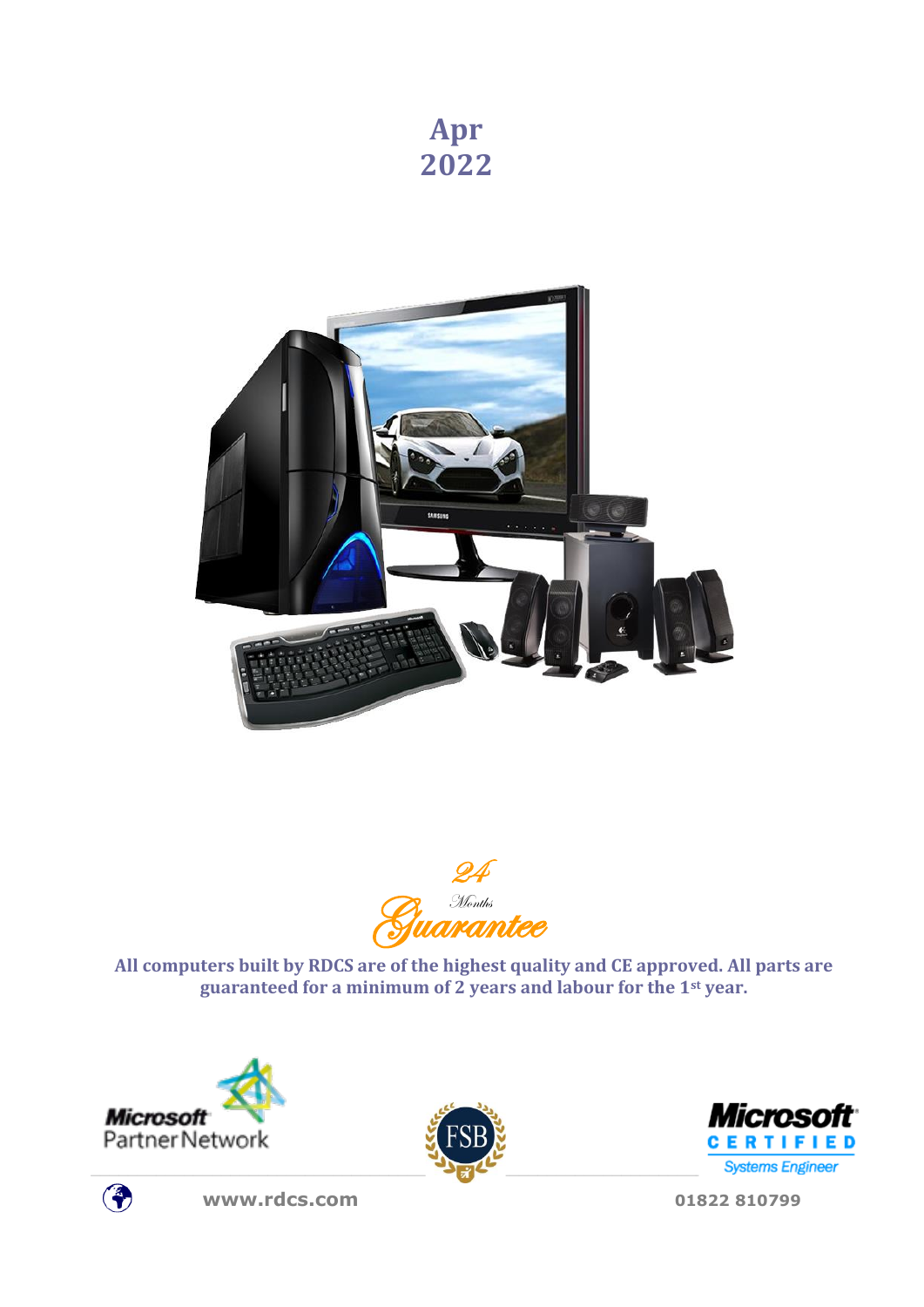# Apr 2022

24 Months Guarantee

**All computers built by RDCS are of the highest quality and CE approved. All parts are guaranteed for a minimum of 2 years and labour for the 1st year.**

Microsoft Partner Network

FSB

Microsoft CERTIFIED Systems Engineer

www.rdcs.com

01822 810799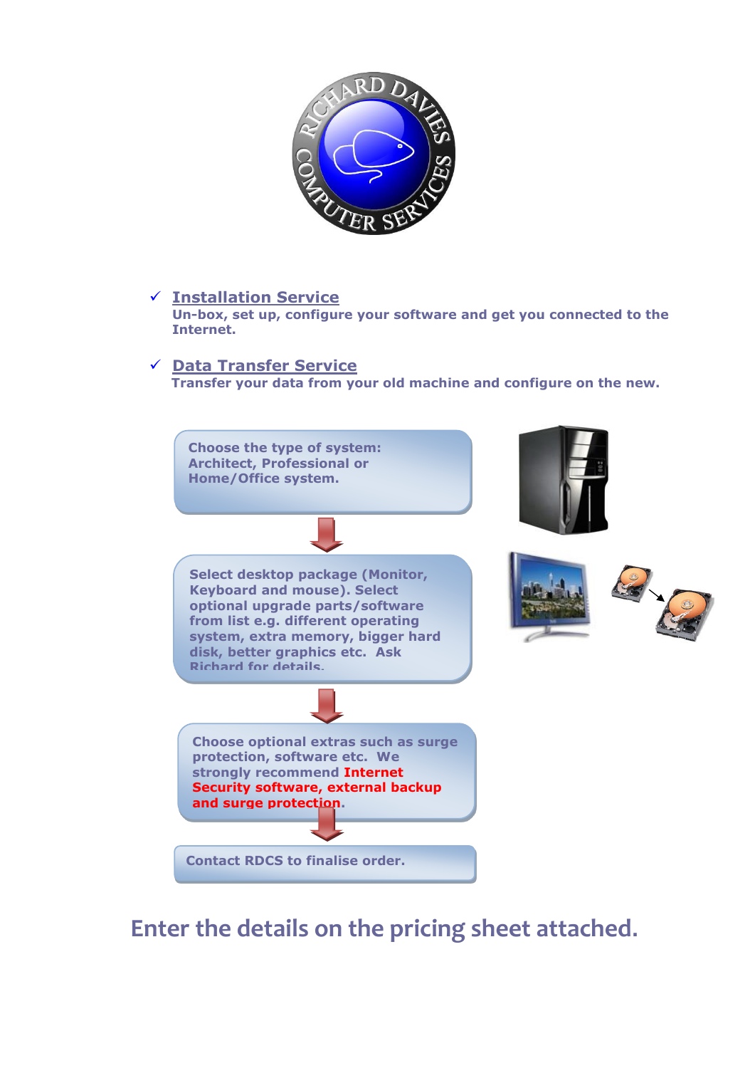- ✓ **Installation Service**
  **Un-box, set up, configure your software and get you connected to the Internet.**

- ✓ **Data Transfer Service**
  **Transfer your data from your old machine and configure on the new.**

**Choose the type of system: Architect, Professional or Home/Office system.**

↓

**Select desktop package (Monitor, Keyboard and mouse). Select optional upgrade parts/software from list e.g. different operating system, extra memory, bigger hard disk, better graphics etc. Ask Richard for details.**

↓

**Choose optional extras such as surge protection, software etc. We strongly recommend Internet Security software, external backup and surge protection.**

↓

**Contact RDCS to finalise order.**

## Enter the details on the pricing sheet attached.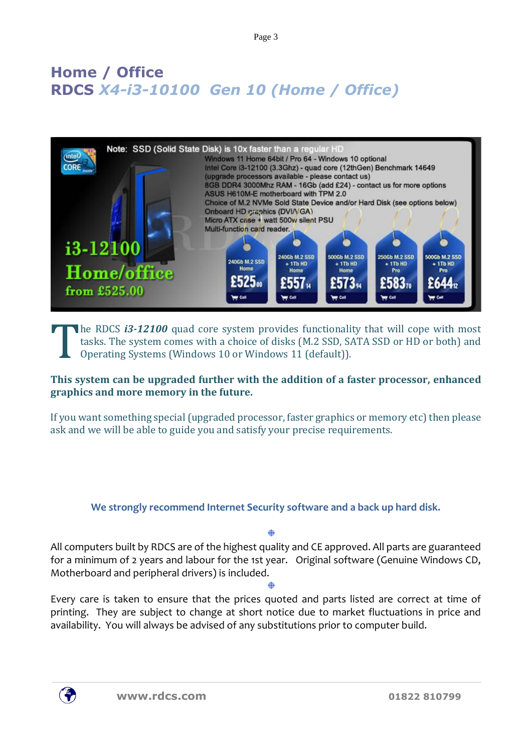# Home / Office

## RDCS *X4-i3-10100 Gen 10 (Home / Office)*

Note: SSD (Solid State Disk) is 10x faster than a regular HD

Windows 11 Home 64bit / Pro 64 - Windows 10 optional
Intel Core i3-12100 (3.3Ghz) - quad core (12thGen) Benchmark 14649
(upgrade processors available - please contact us)
8GB DDR4 3000Mhz RAM - 16Gb (add £24) - contact us for more options
ASUS H610M-E motherboard with TPM 2.0
Choice of M.2 NVMe Sold State Device and/or Hard Disk (see options below)
Onboard HD graphics (DVI/VGA)
Micro ATX case + watt 500w silent PSU
Multi-function card reader.

**i3-12100 Home/office from £525.00**

| 240Gb M.2 SSD Home | 240Gb M.2 SSD + 1Tb HD Home | 500Gb M.2 SSD + 1Tb HD Home | 250Gb M.2 SSD + 1Tb HD Pro | 500Gb M.2 SSD + 1Tb HD Pro |
|---|---|---|---|---|
| £525.00 | £557.14 | £573.94 | £583.70 | £644.12 |

The RDCS ***i3-12100*** quad core system provides functionality that will cope with most tasks. The system comes with a choice of disks (M.2 SSD, SATA SSD or HD or both) and Operating Systems (Windows 10 or Windows 11 (default)).

**This system can be upgraded further with the addition of a faster processor, enhanced graphics and more memory in the future.**

If you want something special (upgraded processor, faster graphics or memory etc) then please ask and we will be able to guide you and satisfy your precise requirements.

**We strongly recommend Internet Security software and a back up hard disk.**

All computers built by RDCS are of the highest quality and CE approved. All parts are guaranteed for a minimum of 2 years and labour for the 1st year. Original software (Genuine Windows CD, Motherboard and peripheral drivers) is included.

Every care is taken to ensure that the prices quoted and parts listed are correct at time of printing. They are subject to change at short notice due to market fluctuations in price and availability. You will always be advised of any substitutions prior to computer build.

www.rdcs.com 01822 810799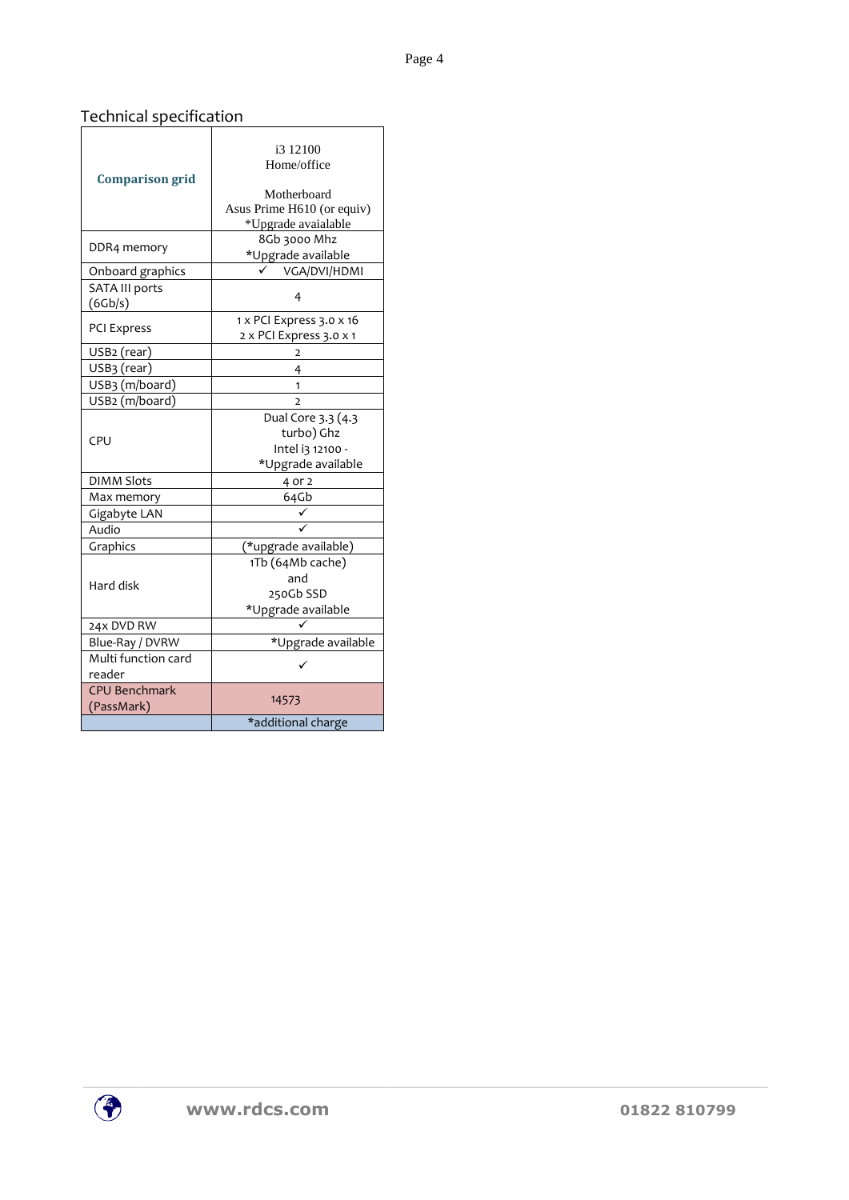## Technical specification

| **Comparison grid** | i3 12100<br>Home/office<br><br>Motherboard<br>Asus Prime H610 (or equiv)<br>*Upgrade avaialable |
|---|---|
| DDR4 memory | 8Gb 3000 Mhz<br>*Upgrade available |
| Onboard graphics | ✓ VGA/DVI/HDMI |
| SATA III ports (6Gb/s) | 4 |
| PCI Express | 1 x PCI Express 3.0 x 16<br>2 x PCI Express 3.0 x 1 |
| USB2 (rear) | 2 |
| USB3 (rear) | 4 |
| USB3 (m/board) | 1 |
| USB2 (m/board) | 2 |
| CPU | Dual Core 3.3 (4.3 turbo) Ghz<br>Intel i3 12100 -<br>*Upgrade available |
| DIMM Slots | 4 or 2 |
| Max memory | 64Gb |
| Gigabyte LAN | ✓ |
| Audio | ✓ |
| Graphics | (*upgrade available) |
| Hard disk | 1Tb (64Mb cache)<br>and<br>250Gb SSD<br>*Upgrade available |
| 24x DVD RW | ✓ |
| Blue-Ray / DVRW | *Upgrade available |
| Multi function card reader | ✓ |
| CPU Benchmark (PassMark) | 14573 |
| | *additional charge |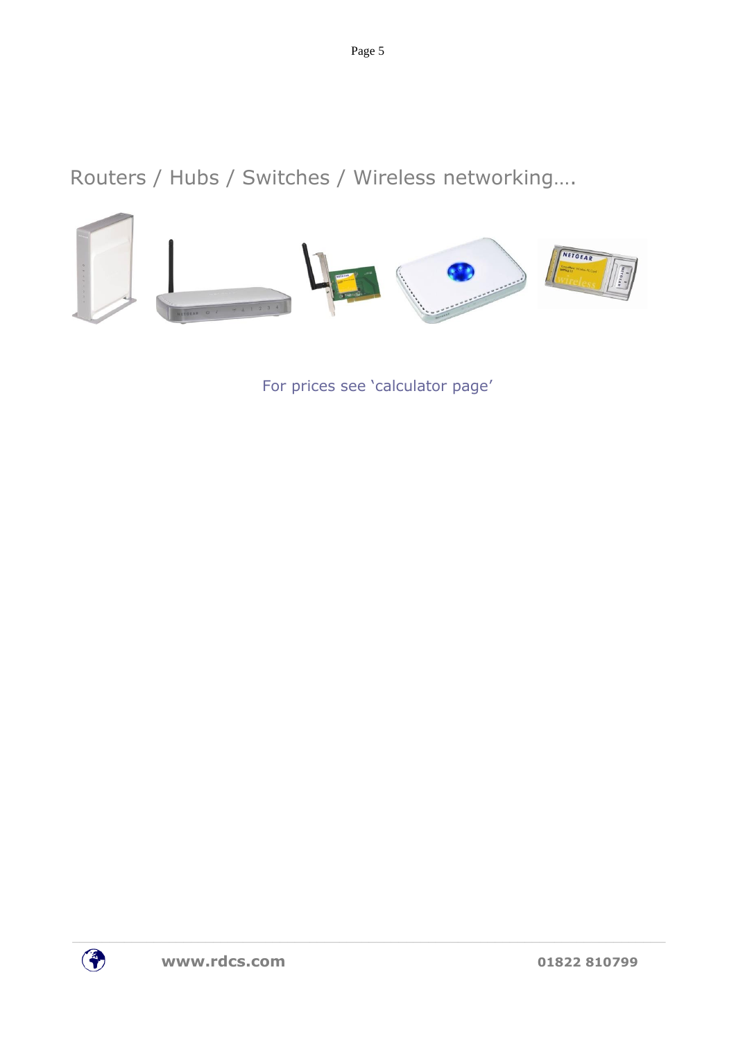# Routers / Hubs / Switches / Wireless networking….

For prices see 'calculator page'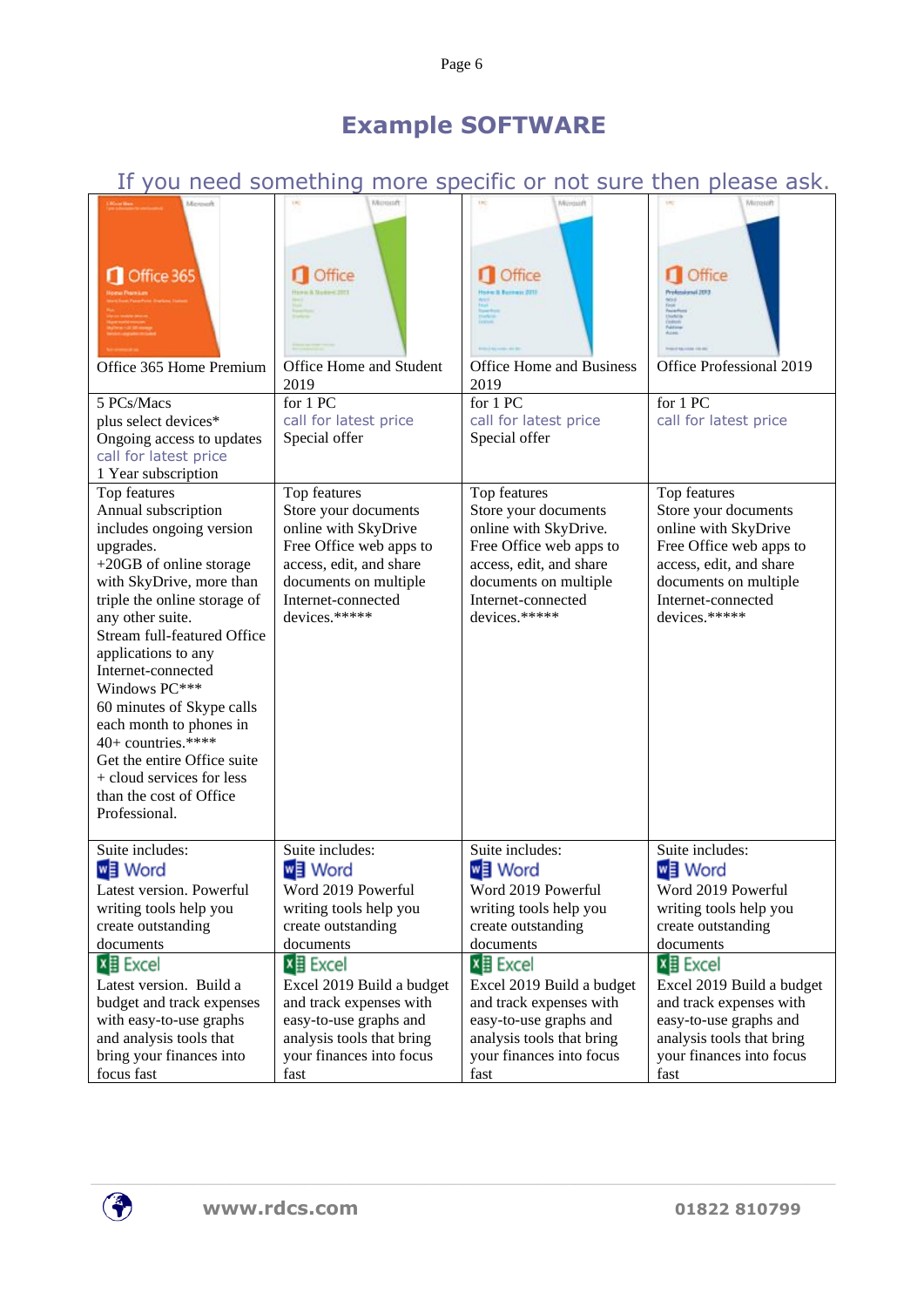# Example SOFTWARE

If you need something more specific or not sure then please ask.

| Office 365 Home Premium | Office Home and Student 2019 | Office Home and Business 2019 | Office Professional 2019 |
|---|---|---|---|
| 5 PCs/Macs<br>plus select devices*<br>Ongoing access to updates<br>call for latest price<br>1 Year subscription | for 1 PC<br>call for latest price<br>Special offer | for 1 PC<br>call for latest price<br>Special offer | for 1 PC<br>call for latest price |
| Top features<br>Annual subscription includes ongoing version upgrades.<br>+20GB of online storage with SkyDrive, more than triple the online storage of any other suite.<br>Stream full-featured Office applications to any Internet-connected Windows PC***<br>60 minutes of Skype calls each month to phones in 40+ countries.****<br>Get the entire Office suite + cloud services for less than the cost of Office Professional. | Top features<br>Store your documents online with SkyDrive<br>Free Office web apps to access, edit, and share documents on multiple Internet-connected devices.***** | Top features<br>Store your documents online with SkyDrive.<br>Free Office web apps to access, edit, and share documents on multiple Internet-connected devices.***** | Top features<br>Store your documents online with SkyDrive<br>Free Office web apps to access, edit, and share documents on multiple Internet-connected devices.***** |
| Suite includes:<br>Word<br>Latest version. Powerful writing tools help you create outstanding documents | Suite includes:<br>Word<br>Word 2019 Powerful writing tools help you create outstanding documents | Suite includes:<br>Word<br>Word 2019 Powerful writing tools help you create outstanding documents | Suite includes:<br>Word<br>Word 2019 Powerful writing tools help you create outstanding documents |
| Excel<br>Latest version. Build a budget and track expenses with easy-to-use graphs and analysis tools that bring your finances into focus fast | Excel<br>Excel 2019 Build a budget and track expenses with easy-to-use graphs and analysis tools that bring your finances into focus fast | Excel<br>Excel 2019 Build a budget and track expenses with easy-to-use graphs and analysis tools that bring your finances into focus fast | Excel<br>Excel 2019 Build a budget and track expenses with easy-to-use graphs and analysis tools that bring your finances into focus fast |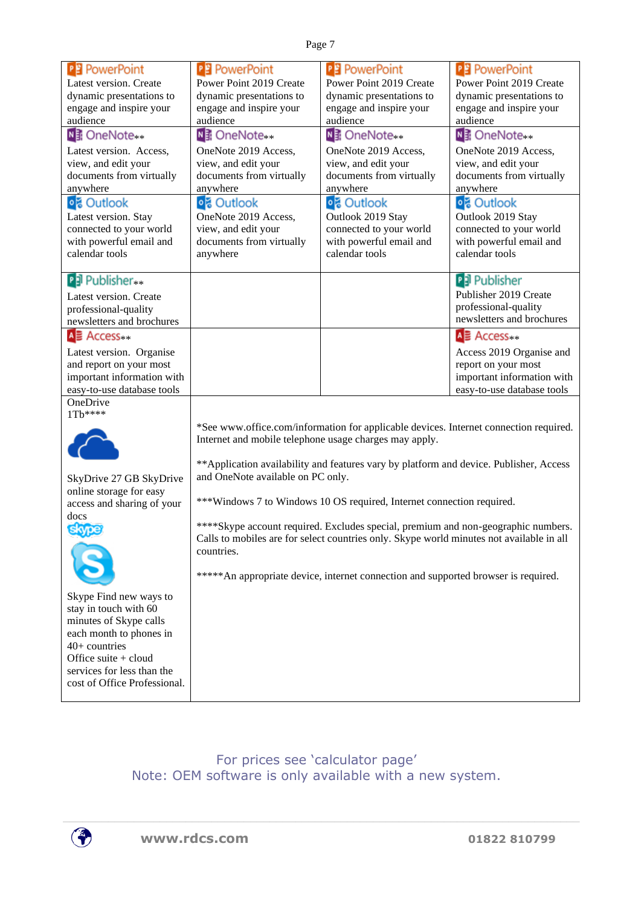| | | | |
|---|---|---|---|
| PowerPoint<br>Latest version. Create dynamic presentations to engage and inspire your audience | PowerPoint<br>Power Point 2019 Create dynamic presentations to engage and inspire your audience | PowerPoint<br>Power Point 2019 Create dynamic presentations to engage and inspire your audience | PowerPoint<br>Power Point 2019 Create dynamic presentations to engage and inspire your audience |
| OneNote**<br>Latest version. Access, view, and edit your documents from virtually anywhere | OneNote**<br>OneNote 2019 Access, view, and edit your documents from virtually anywhere | OneNote**<br>OneNote 2019 Access, view, and edit your documents from virtually anywhere | OneNote**<br>OneNote 2019 Access, view, and edit your documents from virtually anywhere |
| Outlook<br>Latest version. Stay connected to your world with powerful email and calendar tools | Outlook<br>OneNote 2019 Access, view, and edit your documents from virtually anywhere | Outlook<br>Outlook 2019 Stay connected to your world with powerful email and calendar tools | Outlook<br>Outlook 2019 Stay connected to your world with powerful email and calendar tools |
| Publisher**<br>Latest version. Create professional-quality newsletters and brochures | | | Publisher<br>Publisher 2019 Create professional-quality newsletters and brochures |
| Access**<br>Latest version. Organise and report on your most important information with easy-to-use database tools | | | Access**<br>Access 2019 Organise and report on your most important information with easy-to-use database tools |
| OneDrive 1Tb****<br>SkyDrive 27 GB SkyDrive online storage for easy access and sharing of your docs<br>skype<br>Skype Find new ways to stay in touch with 60 minutes of Skype calls each month to phones in 40+ countries<br>Office suite + cloud services for less than the cost of Office Professional. | *See www.office.com/information for applicable devices. Internet connection required. Internet and mobile telephone usage charges may apply.<br><br>**Application availability and features vary by platform and device. Publisher, Access and OneNote available on PC only.<br><br>***Windows 7 to Windows 10 OS required, Internet connection required.<br><br>****Skype account required. Excludes special, premium and non-geographic numbers. Calls to mobiles are for select countries only. Skype world minutes not available in all countries.<br><br>*****An appropriate device, internet connection and supported browser is required. | | |

For prices see 'calculator page'
Note: OEM software is only available with a new system.

www.rdcs.com 01822 810799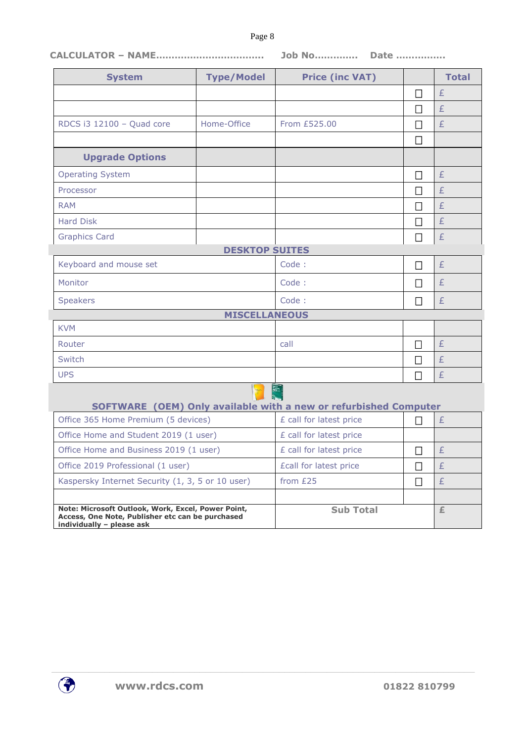**CALCULATOR – NAME……………………………… Job No…………. Date ……………**

| System | Type/Model | Price (inc VAT) | | Total |
|---|---|---|---|---|
| | | | ☐ | £ |
| | | | ☐ | £ |
| RDCS i3 12100 – Quad core | Home-Office | From £525.00 | ☐ | £ |
| | | | ☐ | |
| **Upgrade Options** | | | | |
| Operating System | | | ☐ | £ |
| Processor | | | ☐ | £ |
| RAM | | | ☐ | £ |
| Hard Disk | | | ☐ | £ |
| Graphics Card | | | ☐ | £ |
| **DESKTOP SUITES** | | | | |
| Keyboard and mouse set | | Code : | ☐ | £ |
| Monitor | | Code : | ☐ | £ |
| Speakers | | Code : | ☐ | £ |
| **MISCELLANEOUS** | | | | |
| KVM | | | | |
| Router | | call | ☐ | £ |
| Switch | | | ☐ | £ |
| UPS | | | ☐ | £ |
| **SOFTWARE (OEM) Only available with a new or refurbished Computer** | | | | |
| Office 365 Home Premium (5 devices) | | £ call for latest price | ☐ | £ |
| Office Home and Student 2019 (1 user) | | £ call for latest price | | |
| Office Home and Business 2019 (1 user) | | £ call for latest price | ☐ | £ |
| Office 2019 Professional (1 user) | | £call for latest price | ☐ | £ |
| Kaspersky Internet Security (1, 3, 5 or 10 user) | | from £25 | ☐ | £ |
| | | | | |
| **Note: Microsoft Outlook, Work, Excel, Power Point, Access, One Note, Publisher etc can be purchased individually – please ask** | | **Sub Total** | | **£** |

**www.rdcs.com** **01822 810799**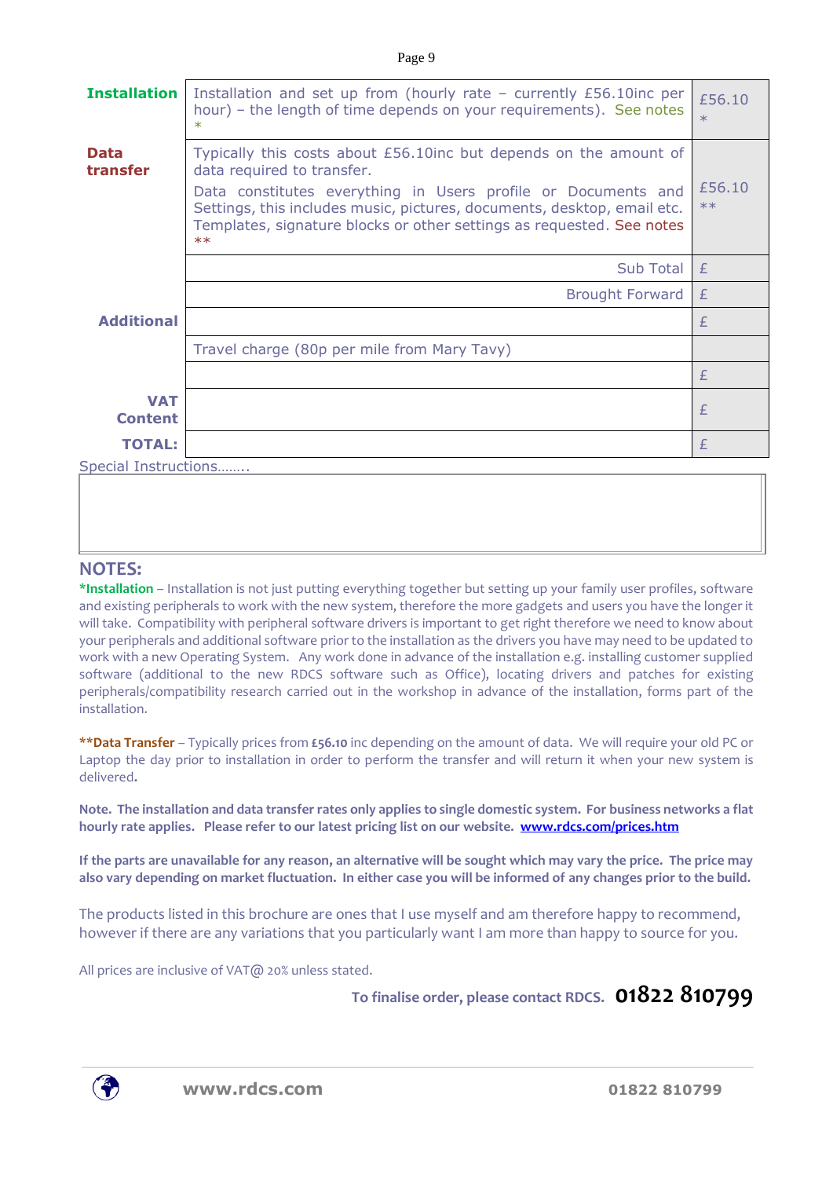| | | |
|---|---|---|
| **Installation** | Installation and set up from (hourly rate – currently £56.10inc per hour) – the length of time depends on your requirements). See notes * | £56.10 * |
| **Data transfer** | Typically this costs about £56.10inc but depends on the amount of data required to transfer.<br>Data constitutes everything in Users profile or Documents and Settings, this includes music, pictures, documents, desktop, email etc. Templates, signature blocks or other settings as requested. See notes ** | £56.10 ** |
| | Sub Total | £ |
| | Brought Forward | £ |
| **Additional** | | £ |
| | Travel charge (80p per mile from Mary Tavy) | |
| | | £ |
| **VAT Content** | | £ |
| **TOTAL:** | | £ |

Special Instructions……..

## NOTES:

***Installation** – Installation is not just putting everything together but setting up your family user profiles, software and existing peripherals to work with the new system, therefore the more gadgets and users you have the longer it will take. Compatibility with peripheral software drivers is important to get right therefore we need to know about your peripherals and additional software prior to the installation as the drivers you have may need to be updated to work with a new Operating System. Any work done in advance of the installation e.g. installing customer supplied software (additional to the new RDCS software such as Office), locating drivers and patches for existing peripherals/compatibility research carried out in the workshop in advance of the installation, forms part of the installation.

****Data Transfer** – Typically prices from **£56.10** inc depending on the amount of data. We will require your old PC or Laptop the day prior to installation in order to perform the transfer and will return it when your new system is delivered**.**

**Note. The installation and data transfer rates only applies to single domestic system. For business networks a flat hourly rate applies. Please refer to our latest pricing list on our website. [www.rdcs.com/prices.htm](www.rdcs.com/prices.htm)**

**If the parts are unavailable for any reason, an alternative will be sought which may vary the price. The price may also vary depending on market fluctuation. In either case you will be informed of any changes prior to the build.**

The products listed in this brochure are ones that I use myself and am therefore happy to recommend, however if there are any variations that you particularly want I am more than happy to source for you.

All prices are inclusive of VAT@ 20% unless stated.

**To finalise order, please contact RDCS. 01822 810799**